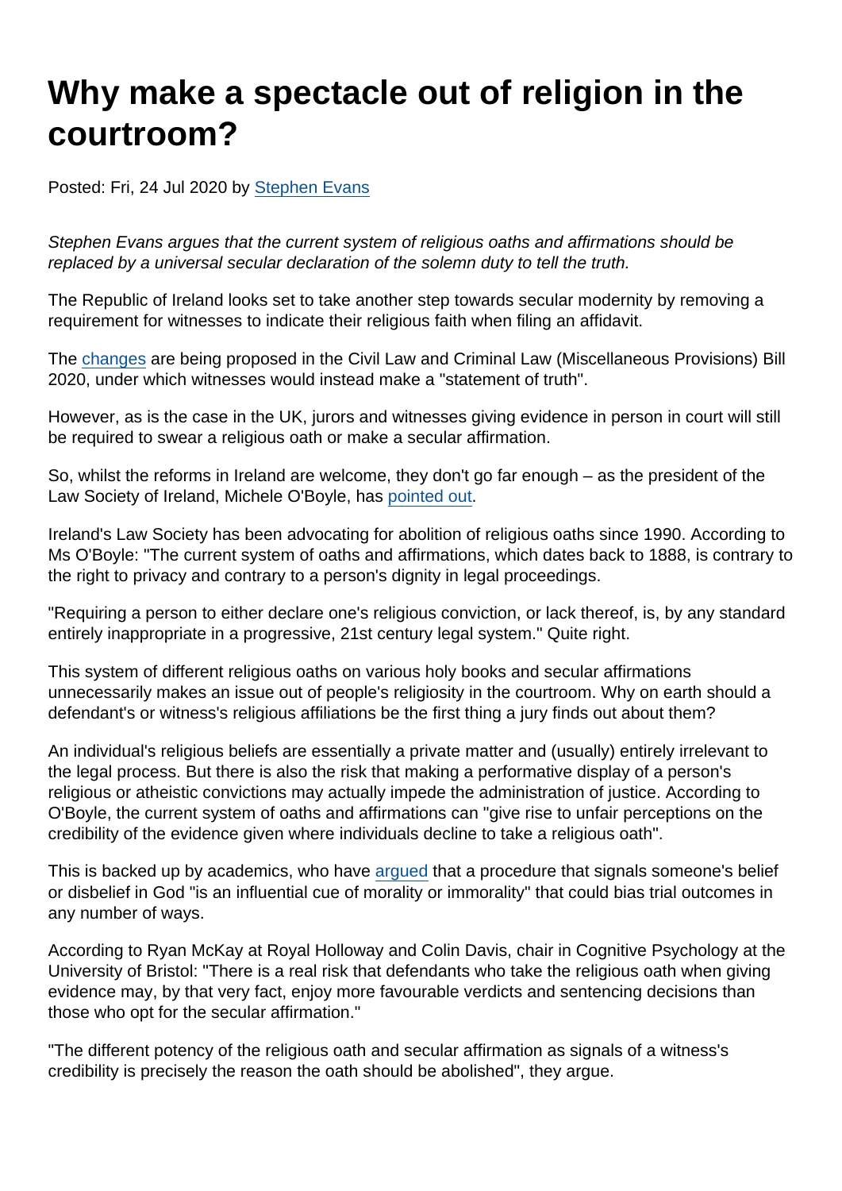# Why make a spectacle out of religion in the courtroom?

Posted: Fri, 24 Jul 2020 by [Stephen Evans]

*Stephen Evans argues that the current system of religious oaths and affirmations should be replaced by a universal secular declaration of the solemn duty to tell the truth.*

The Republic of Ireland looks set to take another step towards secular modernity by removing a requirement for witnesses to indicate their religious faith when filing an affidavit.

The [changes] are being proposed in the Civil Law and Criminal Law (Miscellaneous Provisions) Bill 2020, under which witnesses would instead make a "statement of truth".

However, as is the case in the UK, jurors and witnesses giving evidence in person in court will still be required to swear a religious oath or make a secular affirmation.

So, whilst the reforms in Ireland are welcome, they don't go far enough – as the president of the Law Society of Ireland, Michele O'Boyle, has [pointed out].

Ireland's Law Society has been advocating for abolition of religious oaths since 1990. According to Ms O'Boyle: "The current system of oaths and affirmations, which dates back to 1888, is contrary to the right to privacy and contrary to a person's dignity in legal proceedings.

"Requiring a person to either declare one's religious conviction, or lack thereof, is, by any standard entirely inappropriate in a progressive, 21st century legal system." Quite right.

This system of different religious oaths on various holy books and secular affirmations unnecessarily makes an issue out of people's religiosity in the courtroom. Why on earth should a defendant's or witness's religious affiliations be the first thing a jury finds out about them?

An individual's religious beliefs are essentially a private matter and (usually) entirely irrelevant to the legal process. But there is also the risk that making a performative display of a person's religious or atheistic convictions may actually impede the administration of justice. According to O'Boyle, the current system of oaths and affirmations can "give rise to unfair perceptions on the credibility of the evidence given where individuals decline to take a religious oath".

This is backed up by academics, who have [argued] that a procedure that signals someone's belief or disbelief in God "is an influential cue of morality or immorality" that could bias trial outcomes in any number of ways.

According to Ryan McKay at Royal Holloway and Colin Davis, chair in Cognitive Psychology at the University of Bristol: "There is a real risk that defendants who take the religious oath when giving evidence may, by that very fact, enjoy more favourable verdicts and sentencing decisions than those who opt for the secular affirmation."

"The different potency of the religious oath and secular affirmation as signals of a witness's credibility is precisely the reason the oath should be abolished", they argue.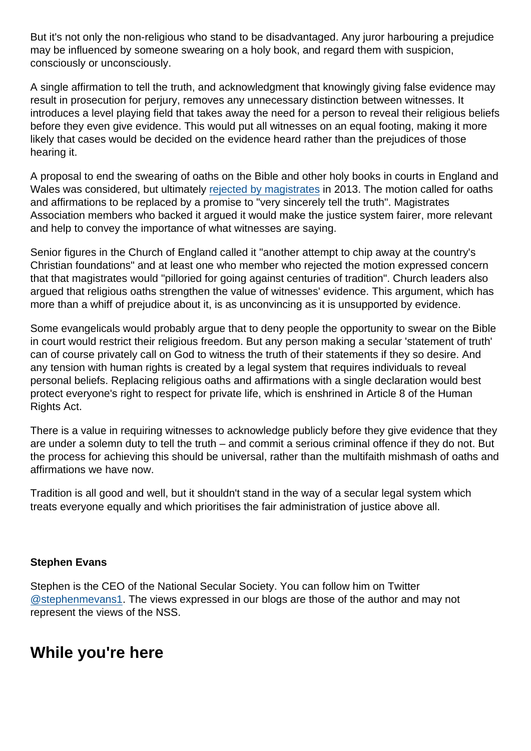But it's not only the non-religious who stand to be disadvantaged. Any juror harbouring a prejudice may be influenced by someone swearing on a holy book, and regard them with suspicion, consciously or unconsciously.

A single affirmation to tell the truth, and acknowledgment that knowingly giving false evidence may result in prosecution for perjury, removes any unnecessary distinction between witnesses. It introduces a level playing field that takes away the need for a person to reveal their religious beliefs before they even give evidence. This would put all witnesses on an equal footing, making it more likely that cases would be decided on the evidence heard rather than the prejudices of those hearing it.

A proposal to end the swearing of oaths on the Bible and other holy books in courts in England and Wales was considered, but ultimately [rejected by magistrates] in 2013. The motion called for oaths and affirmations to be replaced by a promise to "very sincerely tell the truth". Magistrates Association members who backed it argued it would make the justice system fairer, more relevant and help to convey the importance of what witnesses are saying.

Senior figures in the Church of England called it "another attempt to chip away at the country's Christian foundations" and at least one who member who rejected the motion expressed concern that that magistrates would "pilloried for going against centuries of tradition". Church leaders also argued that religious oaths strengthen the value of witnesses' evidence. This argument, which has more than a whiff of prejudice about it, is as unconvincing as it is unsupported by evidence.

Some evangelicals would probably argue that to deny people the opportunity to swear on the Bible in court would restrict their religious freedom. But any person making a secular 'statement of truth' can of course privately call on God to witness the truth of their statements if they so desire. And any tension with human rights is created by a legal system that requires individuals to reveal personal beliefs. Replacing religious oaths and affirmations with a single declaration would best protect everyone's right to respect for private life, which is enshrined in Article 8 of the Human Rights Act.

There is a value in requiring witnesses to acknowledge publicly before they give evidence that they are under a solemn duty to tell the truth – and commit a serious criminal offence if they do not. But the process for achieving this should be universal, rather than the multifaith mishmash of oaths and affirmations we have now.

Tradition is all good and well, but it shouldn't stand in the way of a secular legal system which treats everyone equally and which prioritises the fair administration of justice above all.

**Stephen Evans**

Stephen is the CEO of the National Secular Society. You can follow him on Twitter @stephenmevans1. The views expressed in our blogs are those of the author and may not represent the views of the NSS.

## While you're here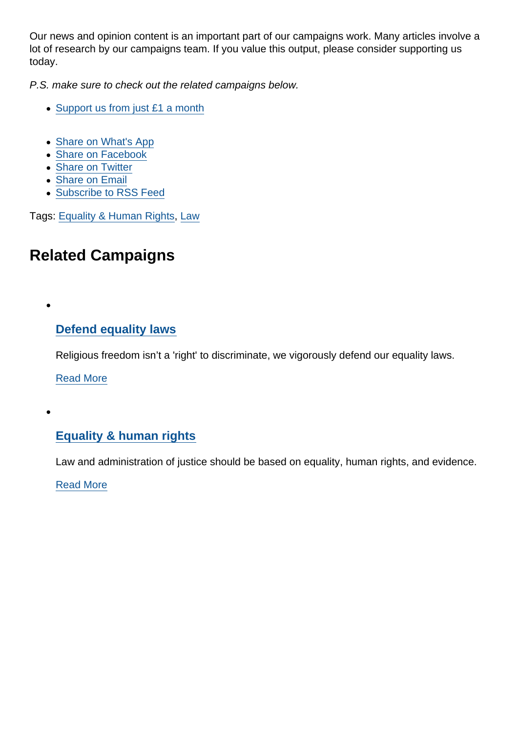Our news and opinion content is an important part of our campaigns work. Many articles involve a lot of research by our campaigns team. If you value this output, please consider supporting us today.

*P.S. make sure to check out the related campaigns below.*

- Support us from just £1 a month

- Share on What's App
- Share on Facebook
- Share on Twitter
- Share on Email
- Subscribe to RSS Feed

Tags: Equality & Human Rights, Law

## Related Campaigns

- **Defend equality laws**

  Religious freedom isn't a 'right' to discriminate, we vigorously defend our equality laws.

  Read More

- **Equality & human rights**

  Law and administration of justice should be based on equality, human rights, and evidence.

  Read More